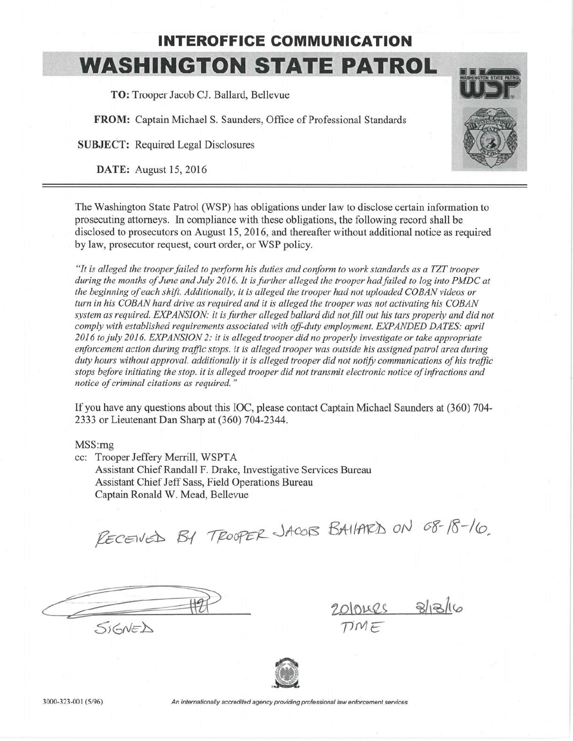# INTEROFFICE COMMUNICATION

# WASHINGTON STATE PATROL

**TO:** Trooper Jacob CJ. Ballard, Bellevue

**FROM:** Captain Michael S. Saunders, Office of Professional Standards

**SUBJECT:** Required Legal Disclosures

**DATE:** August 15, 2016

---

The Washington State Patrol (WSP) has obligations under law to disclose certain information to prosecuting attorneys. In compliance with these obligations, the following record shall be disclosed to prosecutors on August 15, 2016, and thereafter without additional notice as required by law, prosecutor request, court order, or WSP policy.

*"It is alleged the trooper failed to perform his duties and conform to work standards as a TZT trooper during the months of June and July 2016. It is further alleged the trooper had failed to log into PMDC at the beginning of each shift. Additionally, it is alleged the trooper had not uploaded COBAN videos or turn in his COBAN hard drive as required and it is alleged the trooper was not activating his COBAN system as required. EXPANSION: it is further alleged ballard did not fill out his tars properly and did not comply with established requirements associated with off-duty employment. EXPANDED DATES: april 2016 to july 2016. EXPANSION 2: it is alleged trooper did no properly investigate or take appropriate enforcement action during traffic stops. it is alleged trooper was outside his assigned patrol area during duty hours without approval. additionally it is alleged trooper did not notify communications of his traffic stops before initiating the stop. it is alleged trooper did not transmit electronic notice of infractions and notice of criminal citations as required."*

If you have any questions about this IOC, please contact Captain Michael Saunders at (360) 704-2333 or Lieutenant Dan Sharp at (360) 704-2344.

MSS:rng

cc: Trooper Jeffery Merrill, WSPTA
Assistant Chief Randall F. Drake, Investigative Services Bureau
Assistant Chief Jeff Sass, Field Operations Bureau
Captain Ronald W. Mead, Bellevue

RECEIVED BY TROOPER JACOB BALLARD ON 08-18-16.

SIGNED

2010hrs 8/18/16
TIME

3000-323-001 (5/96)

*An internationally accredited agency providing professional law enforcement services*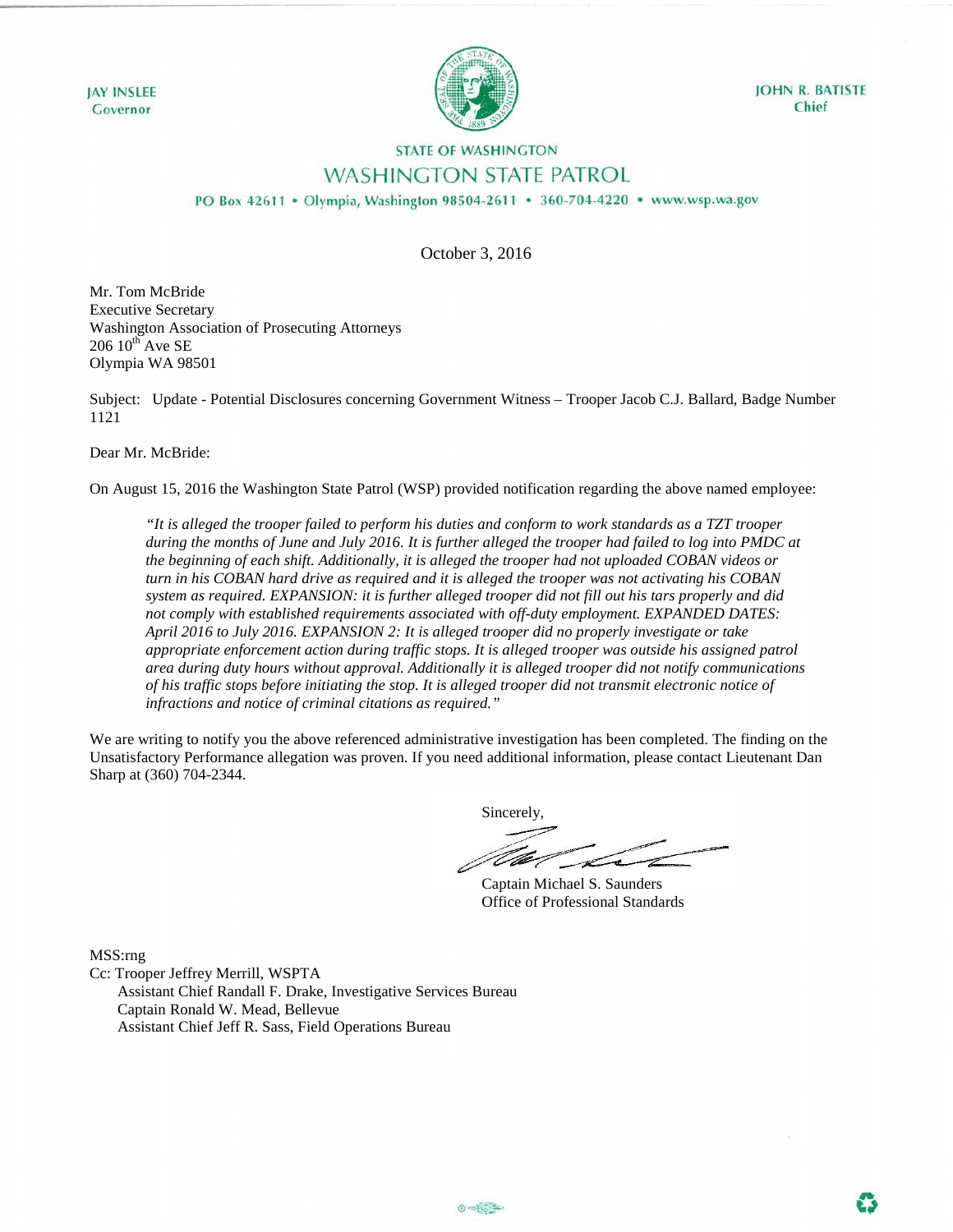JAY INSLEE
Governor

JOHN R. BATISTE
Chief

STATE OF WASHINGTON

WASHINGTON STATE PATROL

PO Box 42611 • Olympia, Washington 98504-2611 • 360-704-4220 • www.wsp.wa.gov

October 3, 2016

Mr. Tom McBride
Executive Secretary
Washington Association of Prosecuting Attorneys
206 10th Ave SE
Olympia WA 98501

Subject: Update - Potential Disclosures concerning Government Witness – Trooper Jacob C.J. Ballard, Badge Number 1121

Dear Mr. McBride:

On August 15, 2016 the Washington State Patrol (WSP) provided notification regarding the above named employee:

> *"It is alleged the trooper failed to perform his duties and conform to work standards as a TZT trooper during the months of June and July 2016. It is further alleged the trooper had failed to log into PMDC at the beginning of each shift. Additionally, it is alleged the trooper had not uploaded COBAN videos or turn in his COBAN hard drive as required and it is alleged the trooper was not activating his COBAN system as required. EXPANSION: it is further alleged trooper did not fill out his tars properly and did not comply with established requirements associated with off-duty employment. EXPANDED DATES: April 2016 to July 2016. EXPANSION 2: It is alleged trooper did no properly investigate or take appropriate enforcement action during traffic stops. It is alleged trooper was outside his assigned patrol area during duty hours without approval. Additionally it is alleged trooper did not notify communications of his traffic stops before initiating the stop. It is alleged trooper did not transmit electronic notice of infractions and notice of criminal citations as required."*

We are writing to notify you the above referenced administrative investigation has been completed. The finding on the Unsatisfactory Performance allegation was proven. If you need additional information, please contact Lieutenant Dan Sharp at (360) 704-2344.

Sincerely,

Captain Michael S. Saunders
Office of Professional Standards

MSS:rng
Cc: Trooper Jeffrey Merrill, WSPTA
Assistant Chief Randall F. Drake, Investigative Services Bureau
Captain Ronald W. Mead, Bellevue
Assistant Chief Jeff R. Sass, Field Operations Bureau